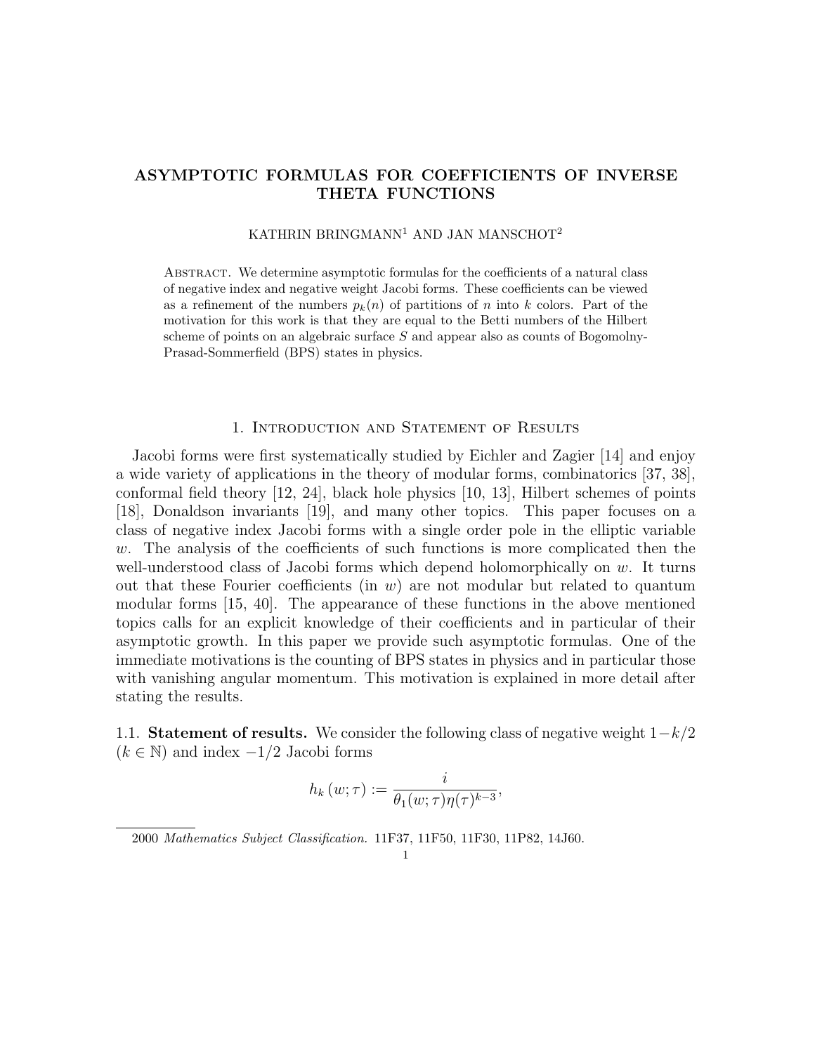# ASYMPTOTIC FORMULAS FOR COEFFICIENTS OF INVERSE THETA FUNCTIONS

KATHRIN BRINGMANN[1] AND JAN MANSCHOT[2]

Abstract. We determine asymptotic formulas for the coefficients of a natural class of negative index and negative weight Jacobi forms. These coefficients can be viewed as a refinement of the numbers $p_k(n)$ of partitions of $n$ into $k$ colors. Part of the motivation for this work is that they are equal to the Betti numbers of the Hilbert scheme of points on an algebraic surface $S$ and appear also as counts of Bogomolny-Prasad-Sommerfield (BPS) states in physics.

## 1. Introduction and Statement of Results

Jacobi forms were first systematically studied by Eichler and Zagier [14] and enjoy a wide variety of applications in the theory of modular forms, combinatorics [37, 38], conformal field theory [12, 24], black hole physics [10, 13], Hilbert schemes of points [18], Donaldson invariants [19], and many other topics. This paper focuses on a class of negative index Jacobi forms with a single order pole in the elliptic variable $w$. The analysis of the coefficients of such functions is more complicated then the well-understood class of Jacobi forms which depend holomorphically on $w$. It turns out that these Fourier coefficients (in $w$) are not modular but related to quantum modular forms [15, 40]. The appearance of these functions in the above mentioned topics calls for an explicit knowledge of their coefficients and in particular of their asymptotic growth. In this paper we provide such asymptotic formulas. One of the immediate motivations is the counting of BPS states in physics and in particular those with vanishing angular momentum. This motivation is explained in more detail after stating the results.

### 1.1. Statement of results.

We consider the following class of negative weight $1-k/2$ ($k \in \mathbb{N}$) and index $-1/2$ Jacobi forms

$$h_k(w;\tau) := \frac{i}{\theta_1(w;\tau)\eta(\tau)^{k-3}},$$

2000 *Mathematics Subject Classification.* 11F37, 11F50, 11F30, 11P82, 14J60.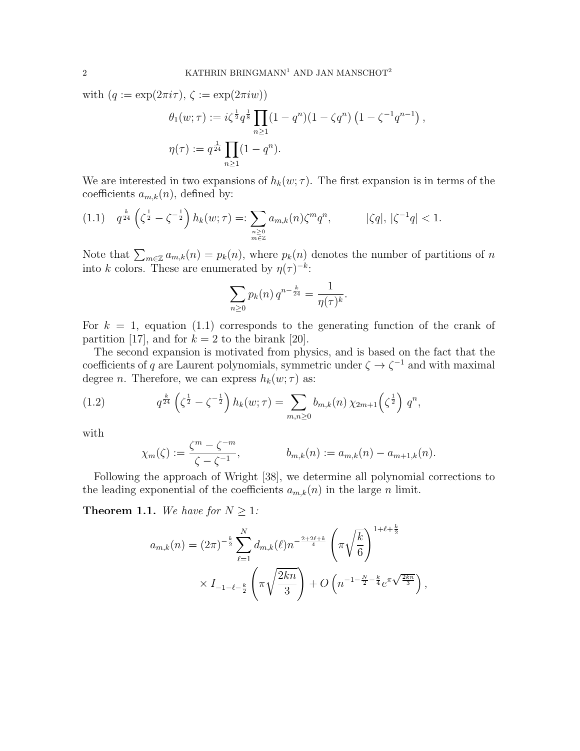with ($q := \exp(2\pi i\tau)$, $\zeta := \exp(2\pi i w)$)

$$\theta_1(w;\tau) := i\zeta^{\frac{1}{2}} q^{\frac{1}{8}} \prod_{n\geq 1} (1-q^n)(1-\zeta q^n)\left(1-\zeta^{-1}q^{n-1}\right),$$

$$\eta(\tau) := q^{\frac{1}{24}} \prod_{n\geq 1}(1-q^n).$$

We are interested in two expansions of $h_k(w;\tau)$. The first expansion is in terms of the coefficients $a_{m,k}(n)$, defined by:

$$q^{\frac{k}{24}}\left(\zeta^{\frac{1}{2}}-\zeta^{-\frac{1}{2}}\right) h_k(w;\tau) =: \sum_{\substack{n\geq 0\\ m\in\mathbb{Z}}} a_{m,k}(n)\zeta^m q^n, \qquad |\zeta q|,\, |\zeta^{-1}q|<1. \tag{1.1}$$

Note that $\sum_{m\in\mathbb{Z}} a_{m,k}(n) = p_k(n)$, where $p_k(n)$ denotes the number of partitions of $n$ into $k$ colors. These are enumerated by $\eta(\tau)^{-k}$:

$$\sum_{n\geq 0} p_k(n)\, q^{n-\frac{k}{24}} = \frac{1}{\eta(\tau)^k}.$$

For $k=1$, equation (1.1) corresponds to the generating function of the crank of partition [17], and for $k=2$ to the birank [20].

The second expansion is motivated from physics, and is based on the fact that the coefficients of $q$ are Laurent polynomials, symmetric under $\zeta \to \zeta^{-1}$ and with maximal degree $n$. Therefore, we can express $h_k(w;\tau)$ as:

$$q^{\frac{k}{24}}\left(\zeta^{\frac{1}{2}}-\zeta^{-\frac{1}{2}}\right) h_k(w;\tau) = \sum_{m,n\geq 0} b_{m,k}(n)\, \chi_{2m+1}\!\left(\zeta^{\frac{1}{2}}\right) q^n, \tag{1.2}$$

with

$$\chi_m(\zeta) := \frac{\zeta^m-\zeta^{-m}}{\zeta-\zeta^{-1}}, \qquad b_{m,k}(n) := a_{m,k}(n) - a_{m+1,k}(n).$$

Following the approach of Wright [38], we determine all polynomial corrections to the leading exponential of the coefficients $a_{m,k}(n)$ in the large $n$ limit.

**Theorem 1.1.** *We have for $N\geq 1$:*

$$a_{m,k}(n) = (2\pi)^{-\frac{k}{2}} \sum_{\ell=1}^{N} d_{m,k}(\ell) n^{-\frac{2+2\ell+k}{4}} \left(\pi\sqrt{\frac{k}{6}}\right)^{1+\ell+\frac{k}{2}} \times I_{-1-\ell-\frac{k}{2}}\left(\pi\sqrt{\frac{2kn}{3}}\right) + O\left(n^{-1-\frac{N}{2}-\frac{k}{4}} e^{\pi\sqrt{\frac{2kn}{3}}}\right),$$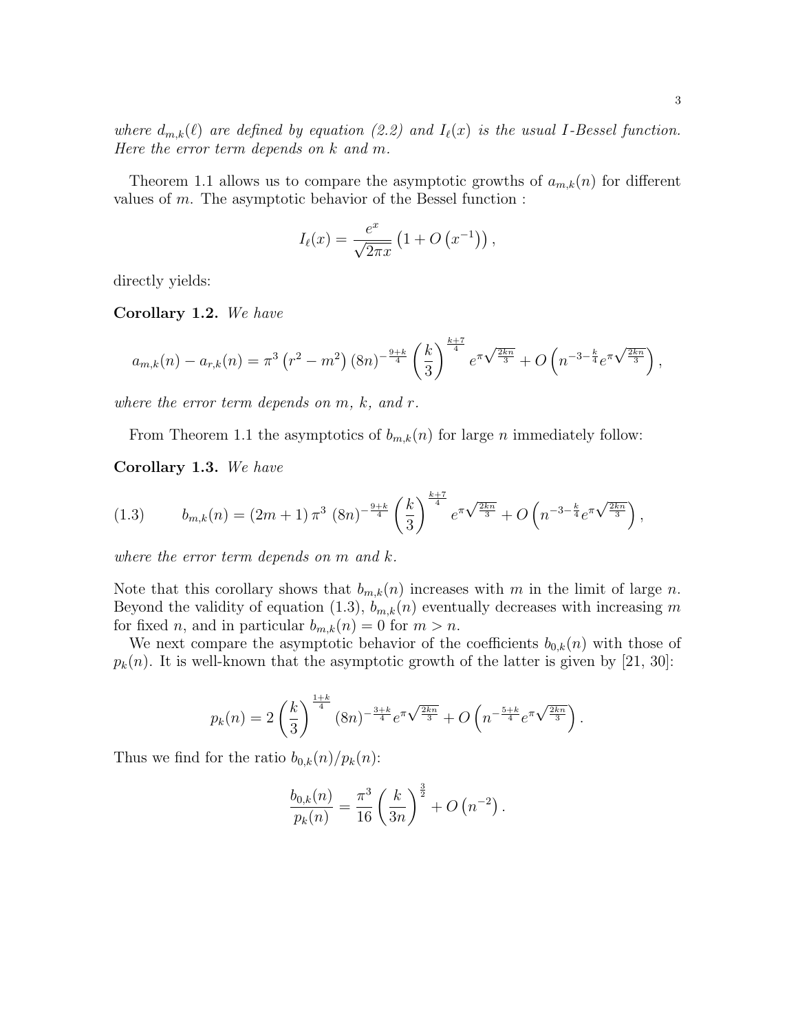*where $d_{m,k}(\ell)$ are defined by equation (2.2) and $I_\ell(x)$ is the usual $I$-Bessel function. Here the error term depends on $k$ and $m$.*

Theorem 1.1 allows us to compare the asymptotic growths of $a_{m,k}(n)$ for different values of $m$. The asymptotic behavior of the Bessel function :

$$I_\ell(x) = \frac{e^x}{\sqrt{2\pi x}}\left(1 + O\left(x^{-1}\right)\right),$$

directly yields:

**Corollary 1.2.** *We have*

$$a_{m,k}(n) - a_{r,k}(n) = \pi^3\left(r^2 - m^2\right)(8n)^{-\frac{9+k}{4}}\left(\frac{k}{3}\right)^{\frac{k+7}{4}} e^{\pi\sqrt{\frac{2kn}{3}}} + O\left(n^{-3-\frac{k}{4}} e^{\pi\sqrt{\frac{2kn}{3}}}\right),$$

*where the error term depends on $m$, $k$, and $r$.*

From Theorem 1.1 the asymptotics of $b_{m,k}(n)$ for large $n$ immediately follow:

**Corollary 1.3.** *We have*

$$b_{m,k}(n) = (2m+1)\,\pi^3\,(8n)^{-\frac{9+k}{4}}\left(\frac{k}{3}\right)^{\frac{k+7}{4}} e^{\pi\sqrt{\frac{2kn}{3}}} + O\left(n^{-3-\frac{k}{4}} e^{\pi\sqrt{\frac{2kn}{3}}}\right), \tag{1.3}$$

*where the error term depends on $m$ and $k$.*

Note that this corollary shows that $b_{m,k}(n)$ increases with $m$ in the limit of large $n$. Beyond the validity of equation (1.3), $b_{m,k}(n)$ eventually decreases with increasing $m$ for fixed $n$, and in particular $b_{m,k}(n) = 0$ for $m > n$.

We next compare the asymptotic behavior of the coefficients $b_{0,k}(n)$ with those of $p_k(n)$. It is well-known that the asymptotic growth of the latter is given by [21, 30]:

$$p_k(n) = 2\left(\frac{k}{3}\right)^{\frac{1+k}{4}}(8n)^{-\frac{3+k}{4}} e^{\pi\sqrt{\frac{2kn}{3}}} + O\left(n^{-\frac{5+k}{4}} e^{\pi\sqrt{\frac{2kn}{3}}}\right).$$

Thus we find for the ratio $b_{0,k}(n)/p_k(n)$:

$$\frac{b_{0,k}(n)}{p_k(n)} = \frac{\pi^3}{16}\left(\frac{k}{3n}\right)^{\frac{3}{2}} + O\left(n^{-2}\right).$$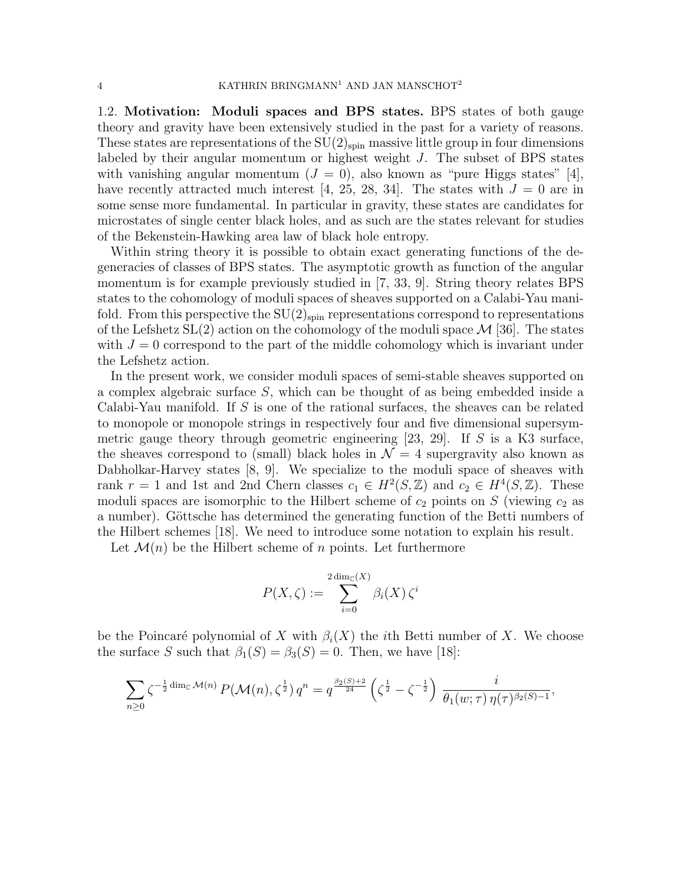**1.2. Motivation: Moduli spaces and BPS states.** BPS states of both gauge theory and gravity have been extensively studied in the past for a variety of reasons. These states are representations of the $\mathrm{SU}(2)_{\mathrm{spin}}$ massive little group in four dimensions labeled by their angular momentum or highest weight $J$. The subset of BPS states with vanishing angular momentum ($J = 0$), also known as "pure Higgs states" [4], have recently attracted much interest [4, 25, 28, 34]. The states with $J = 0$ are in some sense more fundamental. In particular in gravity, these states are candidates for microstates of single center black holes, and as such are the states relevant for studies of the Bekenstein-Hawking area law of black hole entropy.

Within string theory it is possible to obtain exact generating functions of the degeneracies of classes of BPS states. The asymptotic growth as function of the angular momentum is for example previously studied in [7, 33, 9]. String theory relates BPS states to the cohomology of moduli spaces of sheaves supported on a Calabi-Yau manifold. From this perspective the $\mathrm{SU}(2)_{\mathrm{spin}}$ representations correspond to representations of the Lefshetz $\mathrm{SL}(2)$ action on the cohomology of the moduli space $\mathcal{M}$ [36]. The states with $J = 0$ correspond to the part of the middle cohomology which is invariant under the Lefshetz action.

In the present work, we consider moduli spaces of semi-stable sheaves supported on a complex algebraic surface $S$, which can be thought of as being embedded inside a Calabi-Yau manifold. If $S$ is one of the rational surfaces, the sheaves can be related to monopole or monopole strings in respectively four and five dimensional supersymmetric gauge theory through geometric engineering [23, 29]. If $S$ is a K3 surface, the sheaves correspond to (small) black holes in $\mathcal{N} = 4$ supergravity also known as Dabholkar-Harvey states [8, 9]. We specialize to the moduli space of sheaves with rank $r = 1$ and 1st and 2nd Chern classes $c_1 \in H^2(S, \mathbb{Z})$ and $c_2 \in H^4(S, \mathbb{Z})$. These moduli spaces are isomorphic to the Hilbert scheme of $c_2$ points on $S$ (viewing $c_2$ as a number). Göttsche has determined the generating function of the Betti numbers of the Hilbert schemes [18]. We need to introduce some notation to explain his result.

Let $\mathcal{M}(n)$ be the Hilbert scheme of $n$ points. Let furthermore

$$P(X, \zeta) := \sum_{i=0}^{2\dim_{\mathbb{C}}(X)} \beta_i(X)\, \zeta^i$$

be the Poincaré polynomial of $X$ with $\beta_i(X)$ the $i$th Betti number of $X$. We choose the surface $S$ such that $\beta_1(S) = \beta_3(S) = 0$. Then, we have [18]:

$$\sum_{n\geq 0} \zeta^{-\frac{1}{2}\dim_{\mathbb{C}}\mathcal{M}(n)}\, P(\mathcal{M}(n), \zeta^{\frac{1}{2}})\, q^n = q^{\frac{\beta_2(S)+2}{24}} \left(\zeta^{\frac{1}{2}} - \zeta^{-\frac{1}{2}}\right) \frac{i}{\theta_1(w;\tau)\, \eta(\tau)^{\beta_2(S)-1}},$$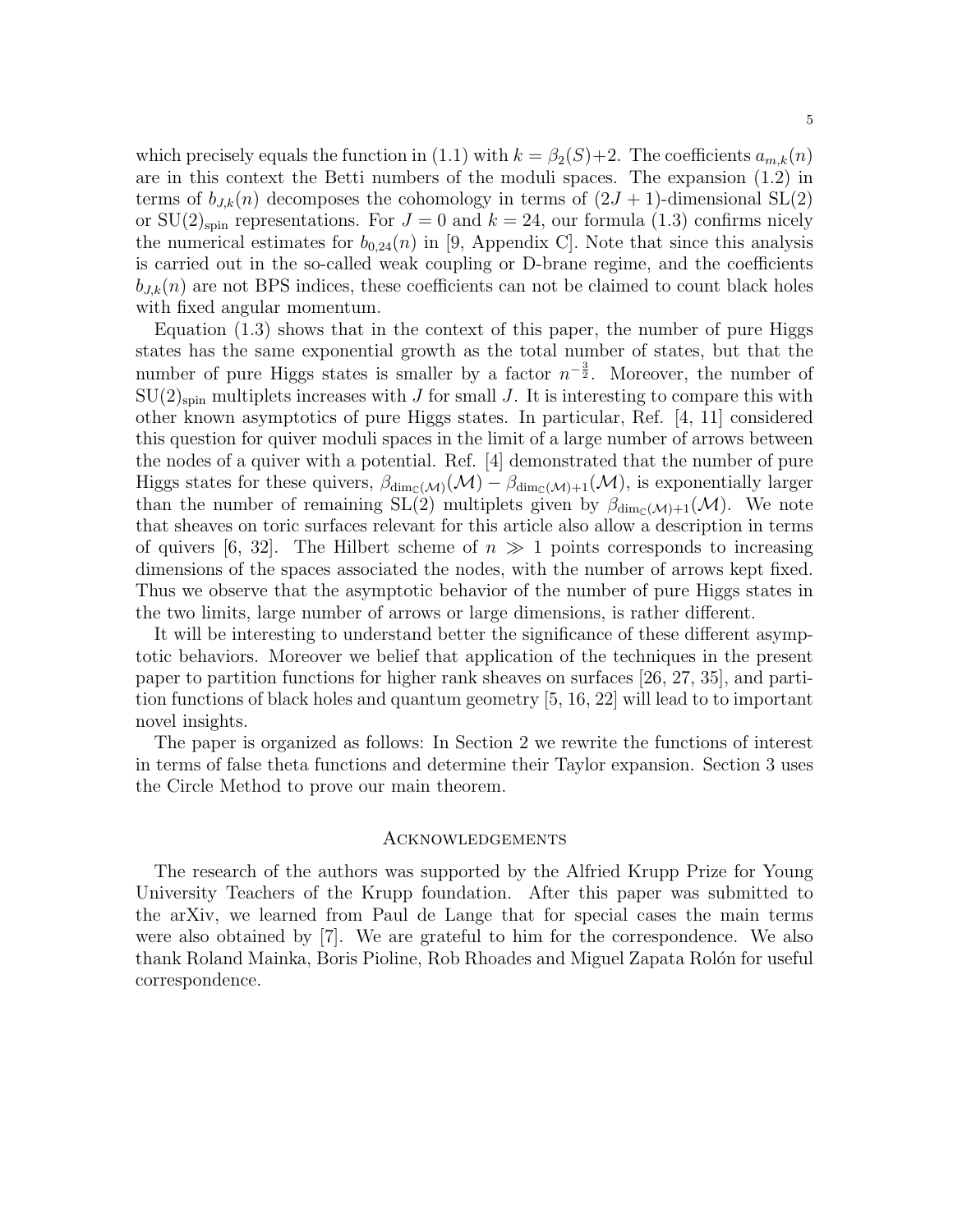which precisely equals the function in (1.1) with $k = \beta_2(S)+2$. The coefficients $a_{m,k}(n)$ are in this context the Betti numbers of the moduli spaces. The expansion (1.2) in terms of $b_{J,k}(n)$ decomposes the cohomology in terms of $(2J+1)$-dimensional SL(2) or $\mathrm{SU}(2)_{\mathrm{spin}}$ representations. For $J = 0$ and $k = 24$, our formula (1.3) confirms nicely the numerical estimates for $b_{0,24}(n)$ in [9, Appendix C]. Note that since this analysis is carried out in the so-called weak coupling or D-brane regime, and the coefficients $b_{J,k}(n)$ are not BPS indices, these coefficients can not be claimed to count black holes with fixed angular momentum.

Equation (1.3) shows that in the context of this paper, the number of pure Higgs states has the same exponential growth as the total number of states, but that the number of pure Higgs states is smaller by a factor $n^{-\frac{3}{2}}$. Moreover, the number of $\mathrm{SU}(2)_{\mathrm{spin}}$ multiplets increases with $J$ for small $J$. It is interesting to compare this with other known asymptotics of pure Higgs states. In particular, Ref. [4, 11] considered this question for quiver moduli spaces in the limit of a large number of arrows between the nodes of a quiver with a potential. Ref. [4] demonstrated that the number of pure Higgs states for these quivers, $\beta_{\dim_{\mathbb{C}}(\mathcal{M})}(\mathcal{M}) - \beta_{\dim_{\mathbb{C}}(\mathcal{M})+1}(\mathcal{M})$, is exponentially larger than the number of remaining SL(2) multiplets given by $\beta_{\dim_{\mathbb{C}}(\mathcal{M})+1}(\mathcal{M})$. We note that sheaves on toric surfaces relevant for this article also allow a description in terms of quivers [6, 32]. The Hilbert scheme of $n \gg 1$ points corresponds to increasing dimensions of the spaces associated the nodes, with the number of arrows kept fixed. Thus we observe that the asymptotic behavior of the number of pure Higgs states in the two limits, large number of arrows or large dimensions, is rather different.

It will be interesting to understand better the significance of these different asymptotic behaviors. Moreover we belief that application of the techniques in the present paper to partition functions for higher rank sheaves on surfaces [26, 27, 35], and partition functions of black holes and quantum geometry [5, 16, 22] will lead to to important novel insights.

The paper is organized as follows: In Section 2 we rewrite the functions of interest in terms of false theta functions and determine their Taylor expansion. Section 3 uses the Circle Method to prove our main theorem.

## Acknowledgements

The research of the authors was supported by the Alfried Krupp Prize for Young University Teachers of the Krupp foundation. After this paper was submitted to the arXiv, we learned from Paul de Lange that for special cases the main terms were also obtained by [7]. We are grateful to him for the correspondence. We also thank Roland Mainka, Boris Pioline, Rob Rhoades and Miguel Zapata Rolón for useful correspondence.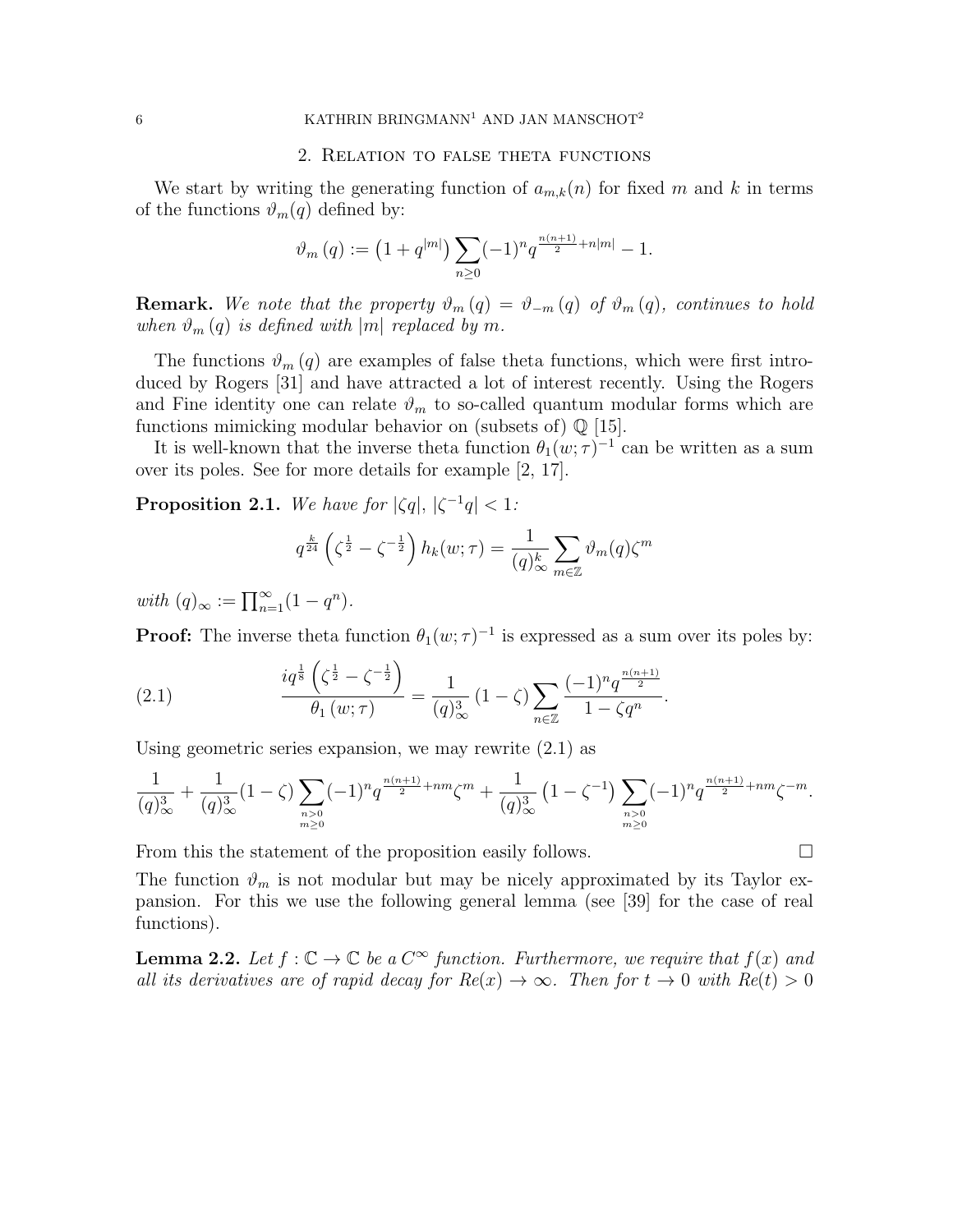## 2. Relation to false theta functions

We start by writing the generating function of $a_{m,k}(n)$ for fixed $m$ and $k$ in terms of the functions $\vartheta_m(q)$ defined by:

$$\vartheta_m(q) := \left(1 + q^{|m|}\right) \sum_{n\geq 0} (-1)^n q^{\frac{n(n+1)}{2} + n|m|} - 1.$$

**Remark.** *We note that the property $\vartheta_m(q) = \vartheta_{-m}(q)$ of $\vartheta_m(q)$, continues to hold when $\vartheta_m(q)$ is defined with $|m|$ replaced by $m$.*

The functions $\vartheta_m(q)$ are examples of false theta functions, which were first introduced by Rogers [31] and have attracted a lot of interest recently. Using the Rogers and Fine identity one can relate $\vartheta_m$ to so-called quantum modular forms which are functions mimicking modular behavior on (subsets of) $\mathbb{Q}$ [15].

It is well-known that the inverse theta function $\theta_1(w;\tau)^{-1}$ can be written as a sum over its poles. See for more details for example [2, 17].

**Proposition 2.1.** *We have for $|\zeta q|$, $|\zeta^{-1}q| < 1$:*

$$q^{\frac{k}{24}} \left(\zeta^{\frac{1}{2}} - \zeta^{-\frac{1}{2}}\right) h_k(w;\tau) = \frac{1}{(q)_\infty^k} \sum_{m\in\mathbb{Z}} \vartheta_m(q) \zeta^m$$

*with $(q)_\infty := \prod_{n=1}^\infty (1-q^n)$.*

**Proof:** The inverse theta function $\theta_1(w;\tau)^{-1}$ is expressed as a sum over its poles by:

$$\frac{i q^{\frac{1}{8}} \left(\zeta^{\frac{1}{2}} - \zeta^{-\frac{1}{2}}\right)}{\theta_1(w;\tau)} = \frac{1}{(q)_\infty^3} (1-\zeta) \sum_{n\in\mathbb{Z}} \frac{(-1)^n q^{\frac{n(n+1)}{2}}}{1-\zeta q^n}. \tag{2.1}$$

Using geometric series expansion, we may rewrite (2.1) as

$$\frac{1}{(q)_\infty^3} + \frac{1}{(q)_\infty^3}(1-\zeta) \sum_{\substack{n>0 \\ m\geq 0}} (-1)^n q^{\frac{n(n+1)}{2} + nm} \zeta^m + \frac{1}{(q)_\infty^3} \left(1-\zeta^{-1}\right) \sum_{\substack{n>0 \\ m\geq 0}} (-1)^n q^{\frac{n(n+1)}{2} + nm} \zeta^{-m}.$$

From this the statement of the proposition easily follows. $\square$

The function $\vartheta_m$ is not modular but may be nicely approximated by its Taylor expansion. For this we use the following general lemma (see [39] for the case of real functions).

**Lemma 2.2.** *Let $f : \mathbb{C} \to \mathbb{C}$ be a $C^\infty$ function. Furthermore, we require that $f(x)$ and all its derivatives are of rapid decay for $Re(x) \to \infty$. Then for $t \to 0$ with $Re(t) > 0$*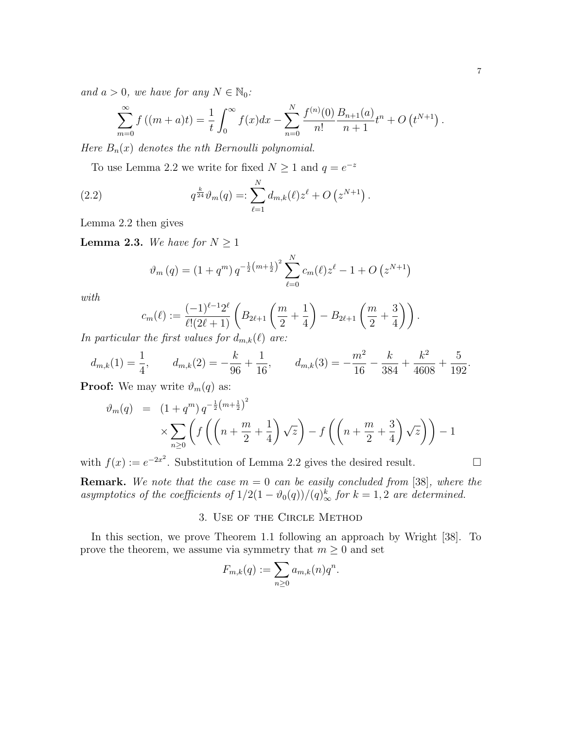*and $a > 0$, we have for any $N \in \mathbb{N}_0$:*

$$\sum_{m=0}^{\infty} f\left((m+a)t\right) = \frac{1}{t}\int_0^{\infty} f(x)dx - \sum_{n=0}^{N} \frac{f^{(n)}(0)}{n!}\frac{B_{n+1}(a)}{n+1}t^n + O\left(t^{N+1}\right).$$

*Here $B_n(x)$ denotes the nth Bernoulli polynomial.*

To use Lemma 2.2 we write for fixed $N \geq 1$ and $q = e^{-z}$

$$q^{\frac{k}{24}}\vartheta_m(q) =: \sum_{\ell=1}^{N} d_{m,k}(\ell) z^{\ell} + O\left(z^{N+1}\right). \tag{2.2}$$

Lemma 2.2 then gives

**Lemma 2.3.** *We have for $N \geq 1$*

$$\vartheta_m\left(q\right) = \left(1+q^m\right) q^{-\frac{1}{2}\left(m+\frac{1}{2}\right)^2} \sum_{\ell=0}^{N} c_m(\ell) z^{\ell} - 1 + O\left(z^{N+1}\right)$$

*with*

$$c_m(\ell) := \frac{(-1)^{\ell-1}2^{\ell}}{\ell!(2\ell+1)}\left(B_{2\ell+1}\left(\frac{m}{2}+\frac{1}{4}\right) - B_{2\ell+1}\left(\frac{m}{2}+\frac{3}{4}\right)\right).$$

*In particular the first values for $d_{m,k}(\ell)$ are:*

$$d_{m,k}(1) = \frac{1}{4}, \qquad d_{m,k}(2) = -\frac{k}{96} + \frac{1}{16}, \qquad d_{m,k}(3) = -\frac{m^2}{16} - \frac{k}{384} + \frac{k^2}{4608} + \frac{5}{192}.$$

**Proof:** We may write $\vartheta_m(q)$ as:

$$\begin{aligned}
\vartheta_m(q) &= \left(1+q^m\right) q^{-\frac{1}{2}\left(m+\frac{1}{2}\right)^2} \\
&\quad \times \sum_{n\geq 0}\left(f\left(\left(n+\frac{m}{2}+\frac{1}{4}\right)\sqrt{z}\right) - f\left(\left(n+\frac{m}{2}+\frac{3}{4}\right)\sqrt{z}\right)\right) - 1
\end{aligned}$$

with $f(x) := e^{-2x^2}$. Substitution of Lemma 2.2 gives the desired result. $\square$

**Remark.** *We note that the case $m = 0$ can be easily concluded from [38], where the asymptotics of the coefficients of $1/2(1-\vartheta_0(q))/(q)_{\infty}^{k}$ for $k = 1, 2$ are determined.*

## 3. Use of the Circle Method

In this section, we prove Theorem 1.1 following an approach by Wright [38]. To prove the theorem, we assume via symmetry that $m \geq 0$ and set

$$F_{m,k}(q) := \sum_{n\geq 0} a_{m,k}(n) q^n.$$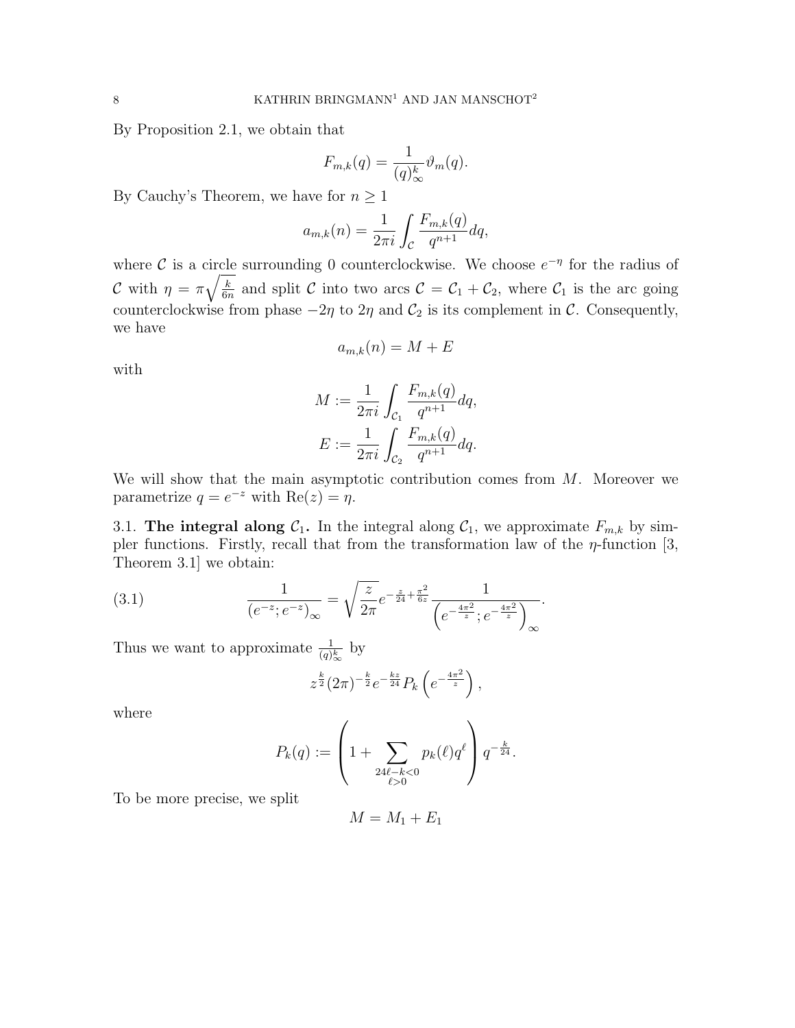By Proposition 2.1, we obtain that

$$F_{m,k}(q) = \frac{1}{(q)_\infty^k}\vartheta_m(q).$$

By Cauchy's Theorem, we have for $n \geq 1$

$$a_{m,k}(n) = \frac{1}{2\pi i}\int_{\mathcal{C}} \frac{F_{m,k}(q)}{q^{n+1}} dq,$$

where $\mathcal{C}$ is a circle surrounding 0 counterclockwise. We choose $e^{-\eta}$ for the radius of $\mathcal{C}$ with $\eta = \pi\sqrt{\frac{k}{6n}}$ and split $\mathcal{C}$ into two arcs $\mathcal{C} = \mathcal{C}_1 + \mathcal{C}_2$, where $\mathcal{C}_1$ is the arc going counterclockwise from phase $-2\eta$ to $2\eta$ and $\mathcal{C}_2$ is its complement in $\mathcal{C}$. Consequently, we have

$$a_{m,k}(n) = M + E$$

with

$$M := \frac{1}{2\pi i}\int_{\mathcal{C}_1} \frac{F_{m,k}(q)}{q^{n+1}} dq,$$

$$E := \frac{1}{2\pi i}\int_{\mathcal{C}_2} \frac{F_{m,k}(q)}{q^{n+1}} dq.$$

We will show that the main asymptotic contribution comes from $M$. Moreover we parametrize $q = e^{-z}$ with $\mathrm{Re}(z) = \eta$.

### 3.1. The integral along $\mathcal{C}_1$.

In the integral along $\mathcal{C}_1$, we approximate $F_{m,k}$ by simpler functions. Firstly, recall that from the transformation law of the $\eta$-function [3, Theorem 3.1] we obtain:

$$\frac{1}{(e^{-z}; e^{-z})_\infty} = \sqrt{\frac{z}{2\pi}} e^{-\frac{z}{24} + \frac{\pi^2}{6z}} \frac{1}{\left(e^{-\frac{4\pi^2}{z}}; e^{-\frac{4\pi^2}{z}}\right)_\infty}. \tag{3.1}$$

Thus we want to approximate $\frac{1}{(q)_\infty^k}$ by

$$z^{\frac{k}{2}} (2\pi)^{-\frac{k}{2}} e^{-\frac{kz}{24}} P_k\left(e^{-\frac{4\pi^2}{z}}\right),$$

where

$$P_k(q) := \left(1 + \sum_{\substack{24\ell - k < 0 \\ \ell > 0}} p_k(\ell) q^\ell\right) q^{-\frac{k}{24}}.$$

To be more precise, we split

$$M = M_1 + E_1$$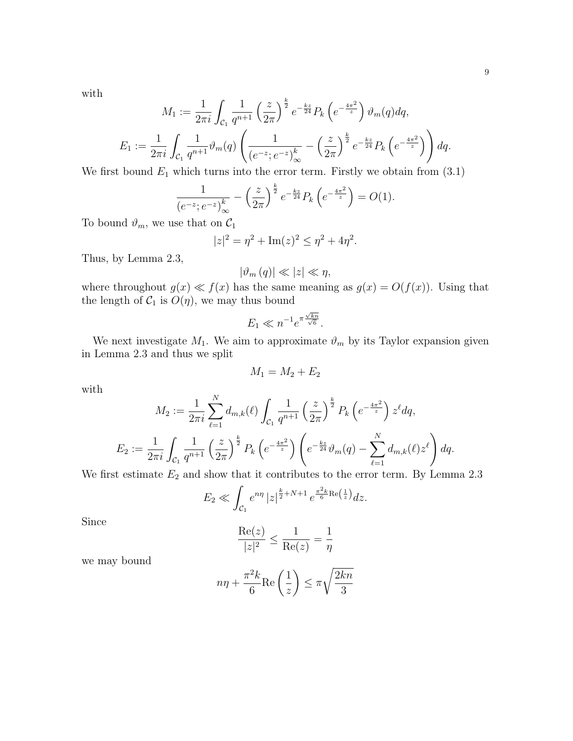with

$$M_1 := \frac{1}{2\pi i}\int_{\mathcal{C}_1} \frac{1}{q^{n+1}} \left(\frac{z}{2\pi}\right)^{\frac{k}{2}} e^{-\frac{kz}{24}} P_k\left(e^{-\frac{4\pi^2}{z}}\right) \vartheta_m(q) dq,$$

$$E_1 := \frac{1}{2\pi i}\int_{\mathcal{C}_1} \frac{1}{q^{n+1}} \vartheta_m(q) \left(\frac{1}{\left(e^{-z};e^{-z}\right)_\infty^k} - \left(\frac{z}{2\pi}\right)^{\frac{k}{2}} e^{-\frac{kz}{24}} P_k\left(e^{-\frac{4\pi^2}{z}}\right)\right) dq.$$

We first bound $E_1$ which turns into the error term. Firstly we obtain from (3.1)

$$\frac{1}{\left(e^{-z};e^{-z}\right)_\infty^k} - \left(\frac{z}{2\pi}\right)^{\frac{k}{2}} e^{-\frac{kz}{24}} P_k\left(e^{-\frac{4\pi^2}{z}}\right) = O(1).$$

To bound $\vartheta_m$, we use that on $\mathcal{C}_1$

$$|z|^2 = \eta^2 + \mathrm{Im}(z)^2 \leq \eta^2 + 4\eta^2.$$

Thus, by Lemma 2.3,

$$\left|\vartheta_m\left(q\right)\right| \ll |z| \ll \eta,$$

where throughout $g(x) \ll f(x)$ has the same meaning as $g(x) = O(f(x))$. Using that the length of $\mathcal{C}_1$ is $O(\eta)$, we may thus bound

$$E_1 \ll n^{-1} e^{\pi\frac{\sqrt{kn}}{\sqrt{6}}}.$$

We next investigate $M_1$. We aim to approximate $\vartheta_m$ by its Taylor expansion given in Lemma 2.3 and thus we split

$$M_1 = M_2 + E_2$$

with

$$M_2 := \frac{1}{2\pi i}\sum_{\ell=1}^{N} d_{m,k}(\ell) \int_{\mathcal{C}_1} \frac{1}{q^{n+1}} \left(\frac{z}{2\pi}\right)^{\frac{k}{2}} P_k\left(e^{-\frac{4\pi^2}{z}}\right) z^\ell dq,$$

$$E_2 := \frac{1}{2\pi i}\int_{\mathcal{C}_1} \frac{1}{q^{n+1}} \left(\frac{z}{2\pi}\right)^{\frac{k}{2}} P_k\left(e^{-\frac{4\pi^2}{z}}\right) \left(e^{-\frac{kz}{24}}\vartheta_m(q) - \sum_{\ell=1}^{N} d_{m,k}(\ell) z^\ell\right) dq.$$

We first estimate $E_2$ and show that it contributes to the error term. By Lemma 2.3

$$E_2 \ll \int_{\mathcal{C}_1} e^{n\eta} \left|z\right|^{\frac{k}{2}+N+1} e^{\frac{\pi^2 k}{6}\mathrm{Re}\left(\frac{1}{z}\right)} dz.$$

Since

$$\frac{\mathrm{Re}(z)}{|z|^2} \leq \frac{1}{\mathrm{Re}(z)} = \frac{1}{\eta}$$

we may bound

$$n\eta + \frac{\pi^2 k}{6}\mathrm{Re}\left(\frac{1}{z}\right) \leq \pi\sqrt{\frac{2kn}{3}}$$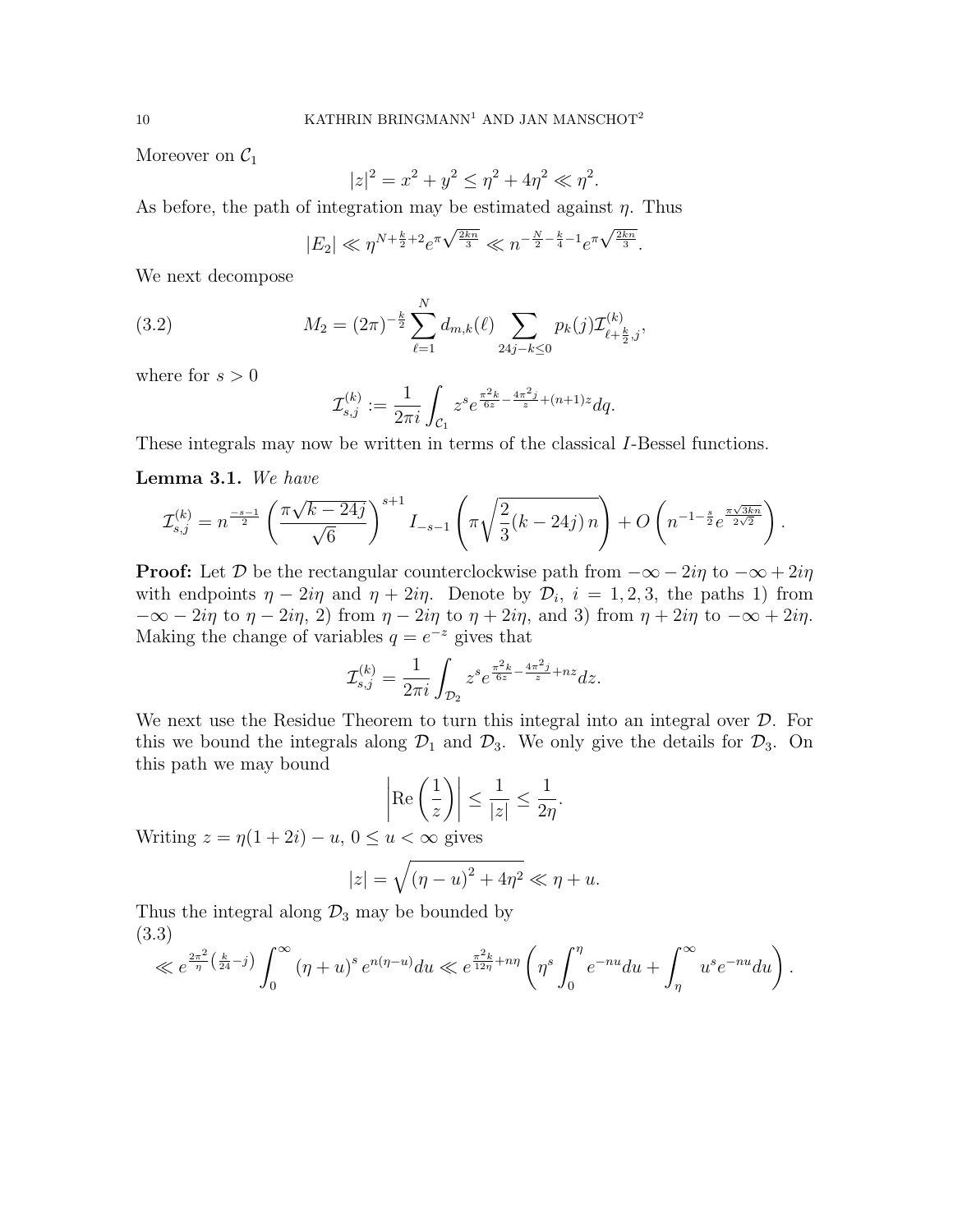Moreover on $\mathcal{C}_1$

$$|z|^2 = x^2 + y^2 \leq \eta^2 + 4\eta^2 \ll \eta^2.$$

As before, the path of integration may be estimated against $\eta$. Thus

$$|E_2| \ll \eta^{N+\frac{k}{2}+2} e^{\pi\sqrt{\frac{2kn}{3}}} \ll n^{-\frac{N}{2}-\frac{k}{4}-1} e^{\pi\sqrt{\frac{2kn}{3}}}.$$

We next decompose

$$M_2 = (2\pi)^{-\frac{k}{2}} \sum_{\ell=1}^{N} d_{m,k}(\ell) \sum_{24j-k\leq 0} p_k(j) \mathcal{I}^{(k)}_{\ell+\frac{k}{2},j}, \tag{3.2}$$

where for $s > 0$

$$\mathcal{I}^{(k)}_{s,j} := \frac{1}{2\pi i} \int_{\mathcal{C}_1} z^s e^{\frac{\pi^2 k}{6z} - \frac{4\pi^2 j}{z} + (n+1)z} dq.$$

These integrals may now be written in terms of the classical $I$-Bessel functions.

**Lemma 3.1.** *We have*

$$\mathcal{I}^{(k)}_{s,j} = n^{\frac{-s-1}{2}} \left( \frac{\pi\sqrt{k-24j}}{\sqrt{6}} \right)^{s+1} I_{-s-1}\left( \pi\sqrt{\frac{2}{3}(k-24j)\, n} \right) + O\left( n^{-1-\frac{s}{2}} e^{\frac{\pi\sqrt{3kn}}{2\sqrt{2}}} \right).$$

**Proof:** Let $\mathcal{D}$ be the rectangular counterclockwise path from $-\infty - 2i\eta$ to $-\infty + 2i\eta$ with endpoints $\eta - 2i\eta$ and $\eta + 2i\eta$. Denote by $\mathcal{D}_i$, $i = 1, 2, 3$, the paths 1) from $-\infty - 2i\eta$ to $\eta - 2i\eta$, 2) from $\eta - 2i\eta$ to $\eta + 2i\eta$, and 3) from $\eta + 2i\eta$ to $-\infty + 2i\eta$. Making the change of variables $q = e^{-z}$ gives that

$$\mathcal{I}^{(k)}_{s,j} = \frac{1}{2\pi i} \int_{\mathcal{D}_2} z^s e^{\frac{\pi^2 k}{6z} - \frac{4\pi^2 j}{z} + nz} dz.$$

We next use the Residue Theorem to turn this integral into an integral over $\mathcal{D}$. For this we bound the integrals along $\mathcal{D}_1$ and $\mathcal{D}_3$. We only give the details for $\mathcal{D}_3$. On this path we may bound

$$\left| \mathrm{Re}\left( \frac{1}{z} \right) \right| \leq \frac{1}{|z|} \leq \frac{1}{2\eta}.$$

Writing $z = \eta(1+2i) - u$, $0 \leq u < \infty$ gives

$$|z| = \sqrt{(\eta - u)^2 + 4\eta^2} \ll \eta + u.$$

Thus the integral along $\mathcal{D}_3$ may be bounded by

$$\ll e^{\frac{2\pi^2}{\eta}\left(\frac{k}{24} - j\right)} \int_0^\infty (\eta + u)^s e^{n(\eta - u)} du \ll e^{\frac{\pi^2 k}{12\eta} + n\eta} \left( \eta^s \int_0^\eta e^{-nu} du + \int_\eta^\infty u^s e^{-nu} du \right). \tag{3.3}$$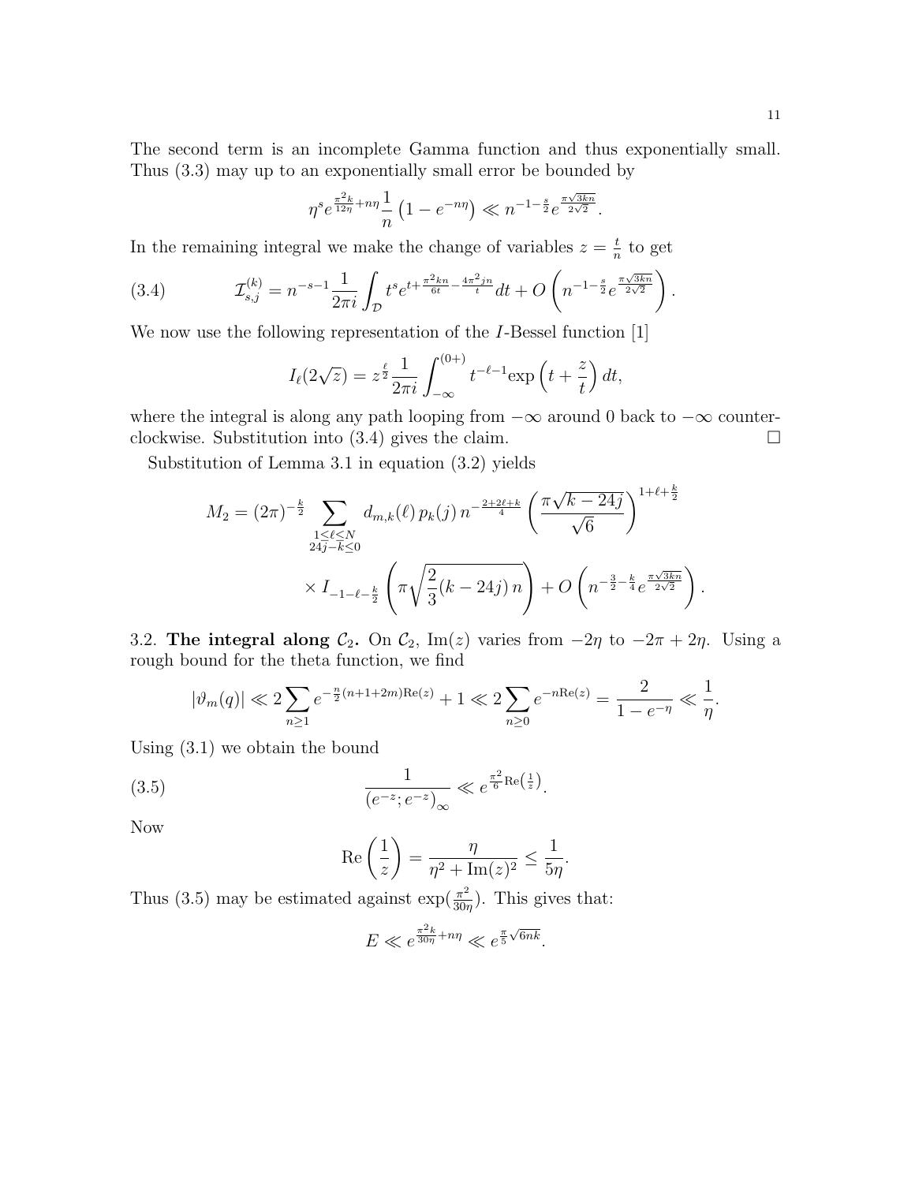The second term is an incomplete Gamma function and thus exponentially small. Thus (3.3) may up to an exponentially small error be bounded by

$$\eta^s e^{\frac{\pi^2 k}{12\eta}+n\eta}\frac{1}{n}\left(1-e^{-n\eta}\right) \ll n^{-1-\frac{s}{2}} e^{\frac{\pi\sqrt{3kn}}{2\sqrt{2}}}.$$

In the remaining integral we make the change of variables $z = \frac{t}{n}$ to get

$$\mathcal{I}_{s,j}^{(k)} = n^{-s-1}\frac{1}{2\pi i}\int_{\mathcal{D}} t^s e^{t+\frac{\pi^2 kn}{6t}-\frac{4\pi^2 jn}{t}}dt + O\left(n^{-1-\frac{s}{2}} e^{\frac{\pi\sqrt{3kn}}{2\sqrt{2}}}\right). \tag{3.4}$$

We now use the following representation of the $I$-Bessel function [1]

$$I_\ell(2\sqrt{z}) = z^{\frac{\ell}{2}}\frac{1}{2\pi i}\int_{-\infty}^{(0+)} t^{-\ell-1}\exp\left(t+\frac{z}{t}\right)dt,$$

where the integral is along any path looping from $-\infty$ around 0 back to $-\infty$ counter-clockwise. Substitution into (3.4) gives the claim. □

Substitution of Lemma 3.1 in equation (3.2) yields

$$\begin{aligned} M_2 = (2\pi)^{-\frac{k}{2}} \sum_{\substack{1\le \ell\le N\\ 24j-k\le 0}} d_{m,k}(\ell)\, p_k(j)\, n^{-\frac{2+2\ell+k}{4}} \left(\frac{\pi\sqrt{k-24j}}{\sqrt{6}}\right)^{1+\ell+\frac{k}{2}} \\ \times I_{-1-\ell-\frac{k}{2}}\left(\pi\sqrt{\frac{2}{3}(k-24j)\, n}\right) + O\left(n^{-\frac{3}{2}-\frac{k}{4}} e^{\frac{\pi\sqrt{3kn}}{2\sqrt{2}}}\right). \end{aligned}$$

3.2. **The integral along $\mathcal{C}_2$.** On $\mathcal{C}_2$, $\mathrm{Im}(z)$ varies from $-2\eta$ to $-2\pi+2\eta$. Using a rough bound for the theta function, we find

$$|\vartheta_m(q)| \ll 2\sum_{n\ge 1} e^{-\frac{n}{2}(n+1+2m)\mathrm{Re}(z)} + 1 \ll 2\sum_{n\ge 0} e^{-n\mathrm{Re}(z)} = \frac{2}{1-e^{-\eta}} \ll \frac{1}{\eta}.$$

Using (3.1) we obtain the bound

$$\frac{1}{\left(e^{-z};e^{-z}\right)_\infty} \ll e^{\frac{\pi^2}{6}\mathrm{Re}\left(\frac{1}{z}\right)}. \tag{3.5}$$

Now

$$\mathrm{Re}\left(\frac{1}{z}\right) = \frac{\eta}{\eta^2+\mathrm{Im}(z)^2} \le \frac{1}{5\eta}.$$

Thus (3.5) may be estimated against $\exp(\frac{\pi^2}{30\eta})$. This gives that:

$$E \ll e^{\frac{\pi^2 k}{30\eta}+n\eta} \ll e^{\frac{\pi}{5}\sqrt{6nk}}.$$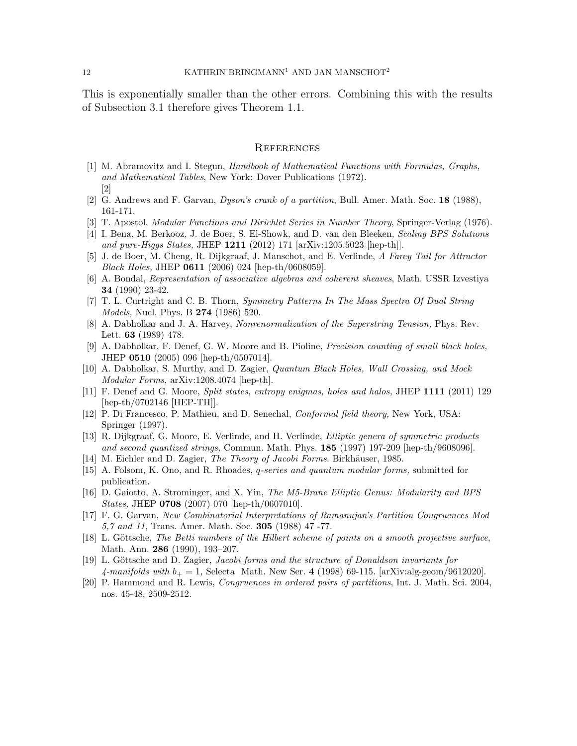This is exponentially smaller than the other errors. Combining this with the results of Subsection 3.1 therefore gives Theorem 1.1.

## References

[1] M. Abramovitz and I. Stegun, *Handbook of Mathematical Functions with Formulas, Graphs, and Mathematical Tables*, New York: Dover Publications (1972).
[2]

[2] G. Andrews and F. Garvan, *Dyson's crank of a partition*, Bull. Amer. Math. Soc. **18** (1988), 161-171.

[3] T. Apostol, *Modular Functions and Dirichlet Series in Number Theory*, Springer-Verlag (1976).

[4] I. Bena, M. Berkooz, J. de Boer, S. El-Showk, and D. van den Bleeken, *Scaling BPS Solutions and pure-Higgs States,* JHEP **1211** (2012) 171 [arXiv:1205.5023 [hep-th]].

[5] J. de Boer, M. Cheng, R. Dijkgraaf, J. Manschot, and E. Verlinde, *A Farey Tail for Attractor Black Holes,* JHEP **0611** (2006) 024 [hep-th/0608059].

[6] A. Bondal, *Representation of associative algebras and coherent sheaves*, Math. USSR Izvestiya **34** (1990) 23-42.

[7] T. L. Curtright and C. B. Thorn, *Symmetry Patterns In The Mass Spectra Of Dual String Models,* Nucl. Phys. B **274** (1986) 520.

[8] A. Dabholkar and J. A. Harvey, *Nonrenormalization of the Superstring Tension,* Phys. Rev. Lett. **63** (1989) 478.

[9] A. Dabholkar, F. Denef, G. W. Moore and B. Pioline, *Precision counting of small black holes,* JHEP **0510** (2005) 096 [hep-th/0507014].

[10] A. Dabholkar, S. Murthy, and D. Zagier, *Quantum Black Holes, Wall Crossing, and Mock Modular Forms,* arXiv:1208.4074 [hep-th].

[11] F. Denef and G. Moore, *Split states, entropy enigmas, holes and halos,* JHEP **1111** (2011) 129 [hep-th/0702146 [HEP-TH]].

[12] P. Di Francesco, P. Mathieu, and D. Senechal, *Conformal field theory,* New York, USA: Springer (1997).

[13] R. Dijkgraaf, G. Moore, E. Verlinde, and H. Verlinde, *Elliptic genera of symmetric products and second quantized strings,* Commun. Math. Phys. **185** (1997) 197-209 [hep-th/9608096].

[14] M. Eichler and D. Zagier, *The Theory of Jacobi Forms*. Birkhäuser, 1985.

[15] A. Folsom, K. Ono, and R. Rhoades, *q-series and quantum modular forms,* submitted for publication.

[16] D. Gaiotto, A. Strominger, and X. Yin, *The M5-Brane Elliptic Genus: Modularity and BPS States,* JHEP **0708** (2007) 070 [hep-th/0607010].

[17] F. G. Garvan, *New Combinatorial Interpretations of Ramanujan's Partition Congruences Mod 5,7 and 11*, Trans. Amer. Math. Soc. **305** (1988) 47 -77.

[18] L. Göttsche, *The Betti numbers of the Hilbert scheme of points on a smooth projective surface*, Math. Ann. **286** (1990), 193–207.

[19] L. Göttsche and D. Zagier, *Jacobi forms and the structure of Donaldson invariants for 4-manifolds with $b_+ = 1$*, Selecta Math. New Ser. **4** (1998) 69-115. [arXiv:alg-geom/9612020].

[20] P. Hammond and R. Lewis, *Congruences in ordered pairs of partitions*, Int. J. Math. Sci. 2004, nos. 45-48, 2509-2512.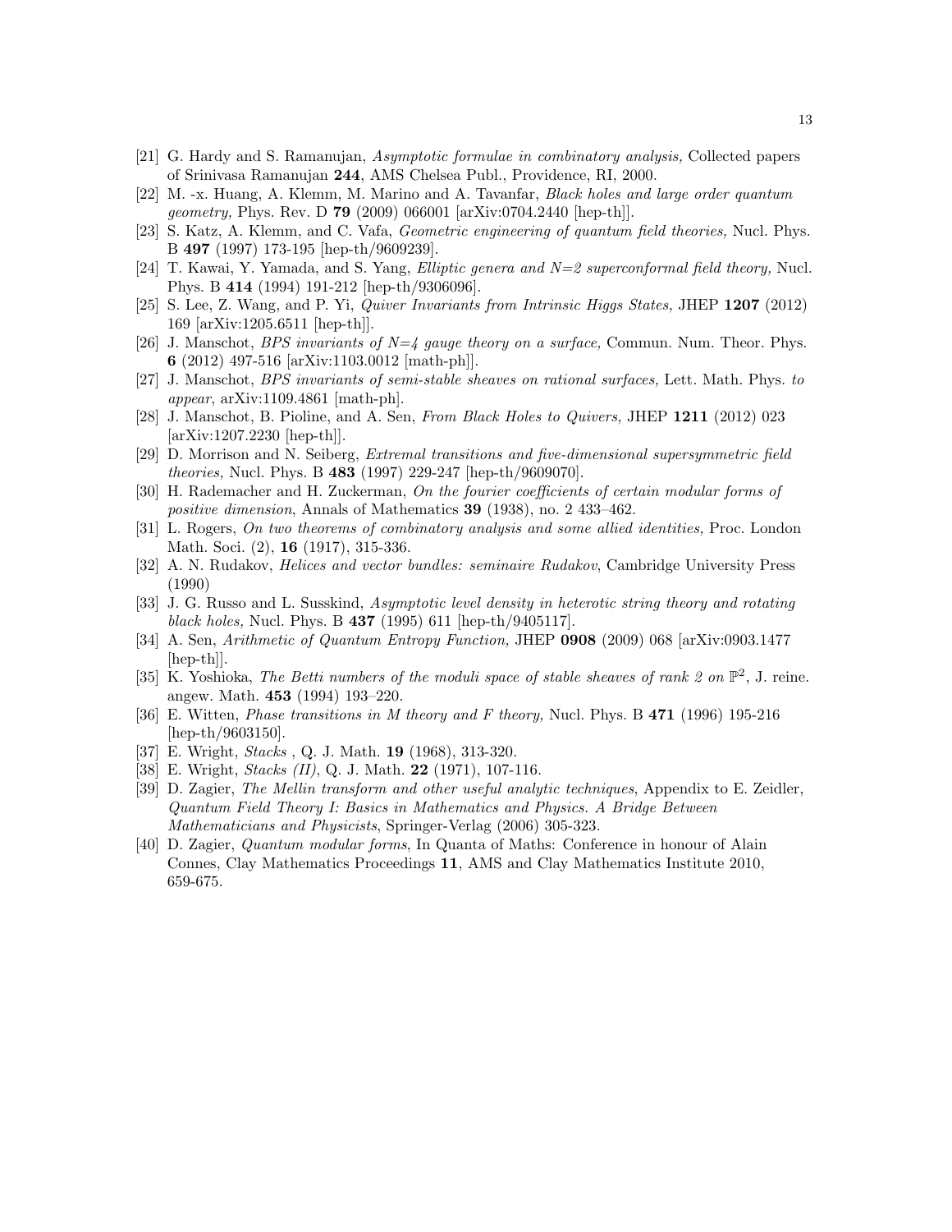[21] G. Hardy and S. Ramanujan, *Asymptotic formulae in combinatory analysis,* Collected papers of Srinivasa Ramanujan **244**, AMS Chelsea Publ., Providence, RI, 2000.

[22] M. -x. Huang, A. Klemm, M. Marino and A. Tavanfar, *Black holes and large order quantum geometry,* Phys. Rev. D **79** (2009) 066001 [arXiv:0704.2440 [hep-th]].

[23] S. Katz, A. Klemm, and C. Vafa, *Geometric engineering of quantum field theories,* Nucl. Phys. B **497** (1997) 173-195 [hep-th/9609239].

[24] T. Kawai, Y. Yamada, and S. Yang, *Elliptic genera and N=2 superconformal field theory,* Nucl. Phys. B **414** (1994) 191-212 [hep-th/9306096].

[25] S. Lee, Z. Wang, and P. Yi, *Quiver Invariants from Intrinsic Higgs States,* JHEP **1207** (2012) 169 [arXiv:1205.6511 [hep-th]].

[26] J. Manschot, *BPS invariants of N=4 gauge theory on a surface,* Commun. Num. Theor. Phys. **6** (2012) 497-516 [arXiv:1103.0012 [math-ph]].

[27] J. Manschot, *BPS invariants of semi-stable sheaves on rational surfaces,* Lett. Math. Phys. *to appear*, arXiv:1109.4861 [math-ph].

[28] J. Manschot, B. Pioline, and A. Sen, *From Black Holes to Quivers,* JHEP **1211** (2012) 023 [arXiv:1207.2230 [hep-th]].

[29] D. Morrison and N. Seiberg, *Extremal transitions and five-dimensional supersymmetric field theories,* Nucl. Phys. B **483** (1997) 229-247 [hep-th/9609070].

[30] H. Rademacher and H. Zuckerman, *On the fourier coefficients of certain modular forms of positive dimension*, Annals of Mathematics **39** (1938), no. 2 433–462.

[31] L. Rogers, *On two theorems of combinatory analysis and some allied identities,* Proc. London Math. Soci. (2), **16** (1917), 315-336.

[32] A. N. Rudakov, *Helices and vector bundles: seminaire Rudakov*, Cambridge University Press (1990)

[33] J. G. Russo and L. Susskind, *Asymptotic level density in heterotic string theory and rotating black holes,* Nucl. Phys. B **437** (1995) 611 [hep-th/9405117].

[34] A. Sen, *Arithmetic of Quantum Entropy Function,* JHEP **0908** (2009) 068 [arXiv:0903.1477 [hep-th]].

[35] K. Yoshioka, *The Betti numbers of the moduli space of stable sheaves of rank 2 on $\mathbb{P}^2$*, J. reine. angew. Math. **453** (1994) 193–220.

[36] E. Witten, *Phase transitions in M theory and F theory,* Nucl. Phys. B **471** (1996) 195-216 [hep-th/9603150].

[37] E. Wright, *Stacks* , Q. J. Math. **19** (1968), 313-320.

[38] E. Wright, *Stacks (II)*, Q. J. Math. **22** (1971), 107-116.

[39] D. Zagier, *The Mellin transform and other useful analytic techniques*, Appendix to E. Zeidler, *Quantum Field Theory I: Basics in Mathematics and Physics. A Bridge Between Mathematicians and Physicists*, Springer-Verlag (2006) 305-323.

[40] D. Zagier, *Quantum modular forms*, In Quanta of Maths: Conference in honour of Alain Connes, Clay Mathematics Proceedings **11**, AMS and Clay Mathematics Institute 2010, 659-675.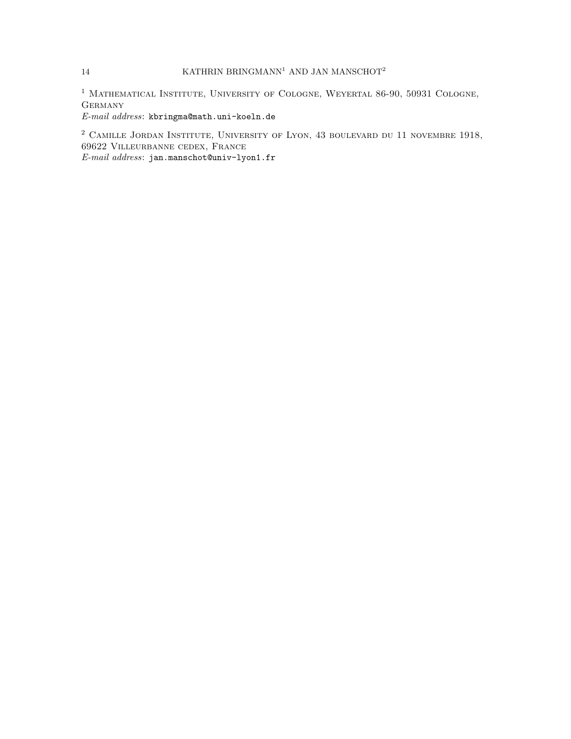[1] Mathematical Institute, University of Cologne, Weyertal 86-90, 50931 Cologne, Germany

*E-mail address*: kbringma@math.uni-koeln.de

[2] Camille Jordan Institute, University of Lyon, 43 boulevard du 11 novembre 1918, 69622 Villeurbanne cedex, France

*E-mail address*: jan.manschot@univ-lyon1.fr